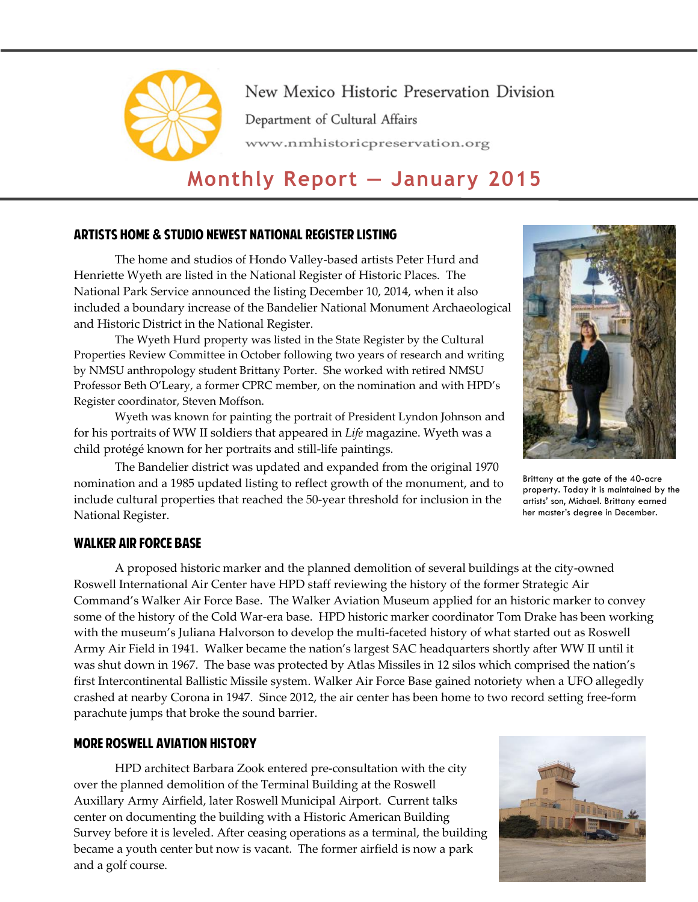New Mexico Historic Preservation Division

Department of Cultural Affairs

www.nmhistoricpreservation.org

# Monthly Report — January 2015

## ARTISTS HOME & STUDIO NEWEST NATIONAL REGISTER LISTING

The home and studios of Hondo Valley-based artists Peter Hurd and Henriette Wyeth are listed in the National Register of Historic Places. The National Park Service announced the listing December 10, 2014, when it also included a boundary increase of the Bandelier National Monument Archaeological and Historic District in the National Register.

The Wyeth Hurd property was listed in the State Register by the Cultural Properties Review Committee in October following two years of research and writing by NMSU anthropology student Brittany Porter. She worked with retired NMSU Professor Beth O'Leary, a former CPRC member, on the nomination and with HPD's Register coordinator, Steven Moffson.

Wyeth was known for painting the portrait of President Lyndon Johnson and for his portraits of WW II soldiers that appeared in *Life* magazine. Wyeth was a child protégé known for her portraits and still-life paintings.

The Bandelier district was updated and expanded from the original 1970 nomination and a 1985 updated listing to reflect growth of the monument, and to include cultural properties that reached the 50-year threshold for inclusion in the National Register.

Brittany at the gate of the 40-acre property. Today it is maintained by the artists' son, Michael. Brittany earned her master's degree in December.

## WALKER AIR FORCE BASE

A proposed historic marker and the planned demolition of several buildings at the city-owned Roswell International Air Center have HPD staff reviewing the history of the former Strategic Air Command's Walker Air Force Base. The Walker Aviation Museum applied for an historic marker to convey some of the history of the Cold War-era base. HPD historic marker coordinator Tom Drake has been working with the museum's Juliana Halvorson to develop the multi-faceted history of what started out as Roswell Army Air Field in 1941. Walker became the nation's largest SAC headquarters shortly after WW II until it was shut down in 1967. The base was protected by Atlas Missiles in 12 silos which comprised the nation's first Intercontinental Ballistic Missile system. Walker Air Force Base gained notoriety when a UFO allegedly crashed at nearby Corona in 1947. Since 2012, the air center has been home to two record setting free-form parachute jumps that broke the sound barrier.

## MORE ROSWELL AVIATION HISTORY

HPD architect Barbara Zook entered pre-consultation with the city over the planned demolition of the Terminal Building at the Roswell Auxillary Army Airfield, later Roswell Municipal Airport. Current talks center on documenting the building with a Historic American Building Survey before it is leveled. After ceasing operations as a terminal, the building became a youth center but now is vacant. The former airfield is now a park and a golf course.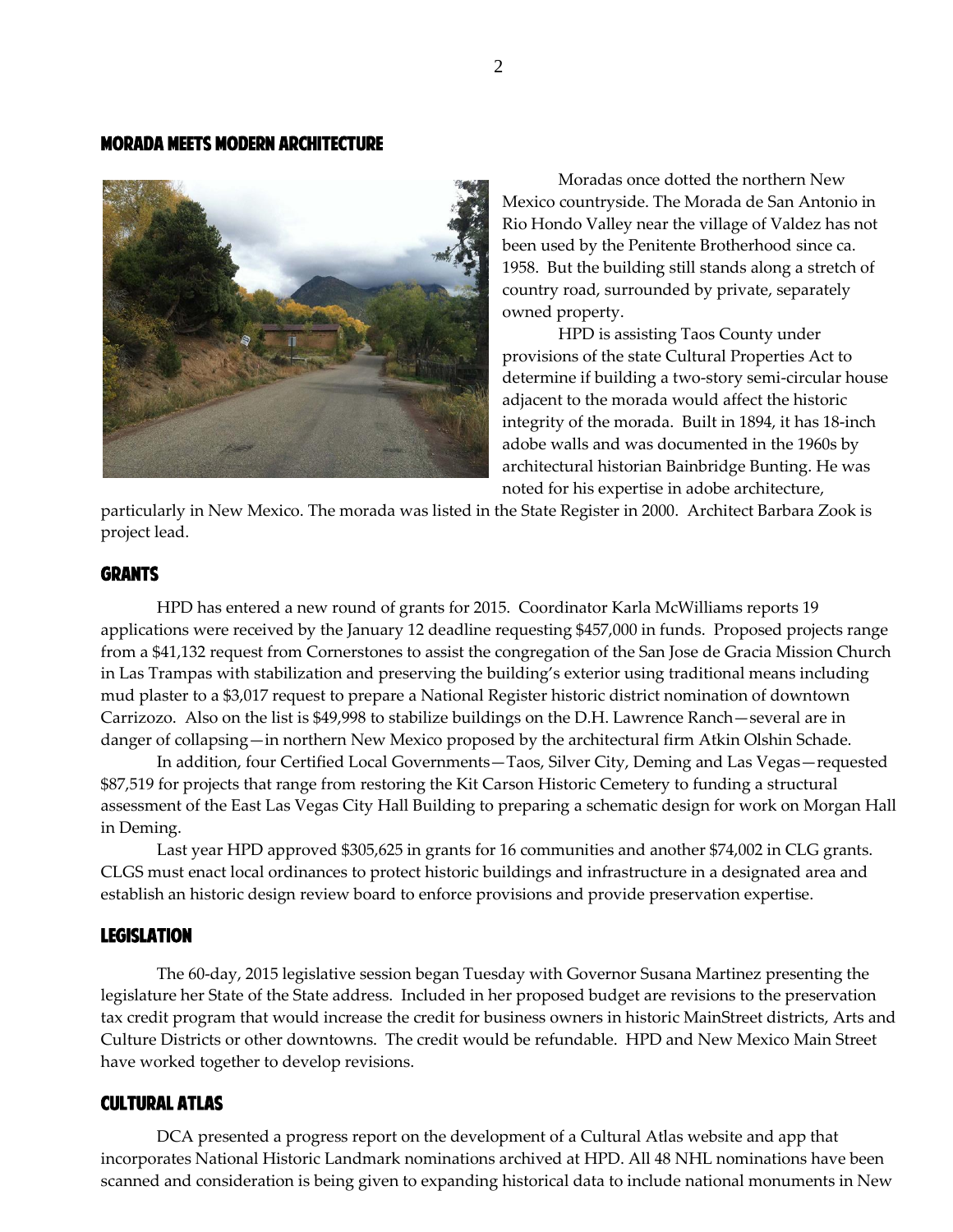## MORADA MEETS MODERN ARCHITECTURE

Moradas once dotted the northern New Mexico countryside. The Morada de San Antonio in Rio Hondo Valley near the village of Valdez has not been used by the Penitente Brotherhood since ca. 1958. But the building still stands along a stretch of country road, surrounded by private, separately owned property.

HPD is assisting Taos County under provisions of the state Cultural Properties Act to determine if building a two-story semi-circular house adjacent to the morada would affect the historic integrity of the morada. Built in 1894, it has 18-inch adobe walls and was documented in the 1960s by architectural historian Bainbridge Bunting. He was noted for his expertise in adobe architecture, particularly in New Mexico. The morada was listed in the State Register in 2000. Architect Barbara Zook is project lead.

## GRANTS

HPD has entered a new round of grants for 2015. Coordinator Karla McWilliams reports 19 applications were received by the January 12 deadline requesting $457,000 in funds. Proposed projects range from a $41,132 request from Cornerstones to assist the congregation of the San Jose de Gracia Mission Church in Las Trampas with stabilization and preserving the building's exterior using traditional means including mud plaster to a $3,017 request to prepare a National Register historic district nomination of downtown Carrizozo. Also on the list is $49,998 to stabilize buildings on the D.H. Lawrence Ranch—several are in danger of collapsing—in northern New Mexico proposed by the architectural firm Atkin Olshin Schade.

In addition, four Certified Local Governments—Taos, Silver City, Deming and Las Vegas—requested $87,519 for projects that range from restoring the Kit Carson Historic Cemetery to funding a structural assessment of the East Las Vegas City Hall Building to preparing a schematic design for work on Morgan Hall in Deming.

Last year HPD approved $305,625 in grants for 16 communities and another $74,002 in CLG grants. CLGS must enact local ordinances to protect historic buildings and infrastructure in a designated area and establish an historic design review board to enforce provisions and provide preservation expertise.

## LEGISLATION

The 60-day, 2015 legislative session began Tuesday with Governor Susana Martinez presenting the legislature her State of the State address. Included in her proposed budget are revisions to the preservation tax credit program that would increase the credit for business owners in historic MainStreet districts, Arts and Culture Districts or other downtowns. The credit would be refundable. HPD and New Mexico Main Street have worked together to develop revisions.

## CULTURAL ATLAS

DCA presented a progress report on the development of a Cultural Atlas website and app that incorporates National Historic Landmark nominations archived at HPD. All 48 NHL nominations have been scanned and consideration is being given to expanding historical data to include national monuments in New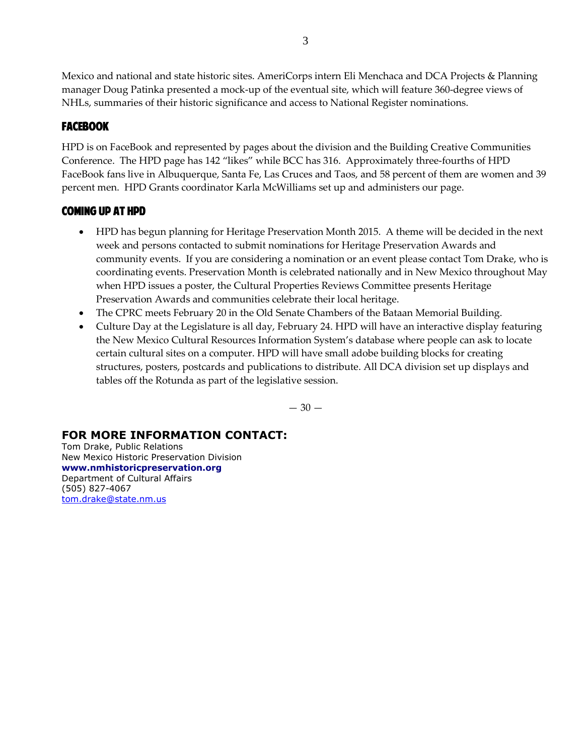Mexico and national and state historic sites. AmeriCorps intern Eli Menchaca and DCA Projects & Planning manager Doug Patinka presented a mock-up of the eventual site, which will feature 360-degree views of NHLs, summaries of their historic significance and access to National Register nominations.

## FACEBOOK

HPD is on FaceBook and represented by pages about the division and the Building Creative Communities Conference. The HPD page has 142 "likes" while BCC has 316. Approximately three-fourths of HPD FaceBook fans live in Albuquerque, Santa Fe, Las Cruces and Taos, and 58 percent of them are women and 39 percent men. HPD Grants coordinator Karla McWilliams set up and administers our page.

## COMING UP AT HPD

- HPD has begun planning for Heritage Preservation Month 2015. A theme will be decided in the next week and persons contacted to submit nominations for Heritage Preservation Awards and community events. If you are considering a nomination or an event please contact Tom Drake, who is coordinating events. Preservation Month is celebrated nationally and in New Mexico throughout May when HPD issues a poster, the Cultural Properties Reviews Committee presents Heritage Preservation Awards and communities celebrate their local heritage.
- The CPRC meets February 20 in the Old Senate Chambers of the Bataan Memorial Building.
- Culture Day at the Legislature is all day, February 24. HPD will have an interactive display featuring the New Mexico Cultural Resources Information System's database where people can ask to locate certain cultural sites on a computer. HPD will have small adobe building blocks for creating structures, posters, postcards and publications to distribute. All DCA division set up displays and tables off the Rotunda as part of the legislative session.

— 30 —

## FOR MORE INFORMATION CONTACT:

Tom Drake, Public Relations
New Mexico Historic Preservation Division
**www.nmhistoricpreservation.org**
Department of Cultural Affairs
(505) 827-4067
tom.drake@state.nm.us